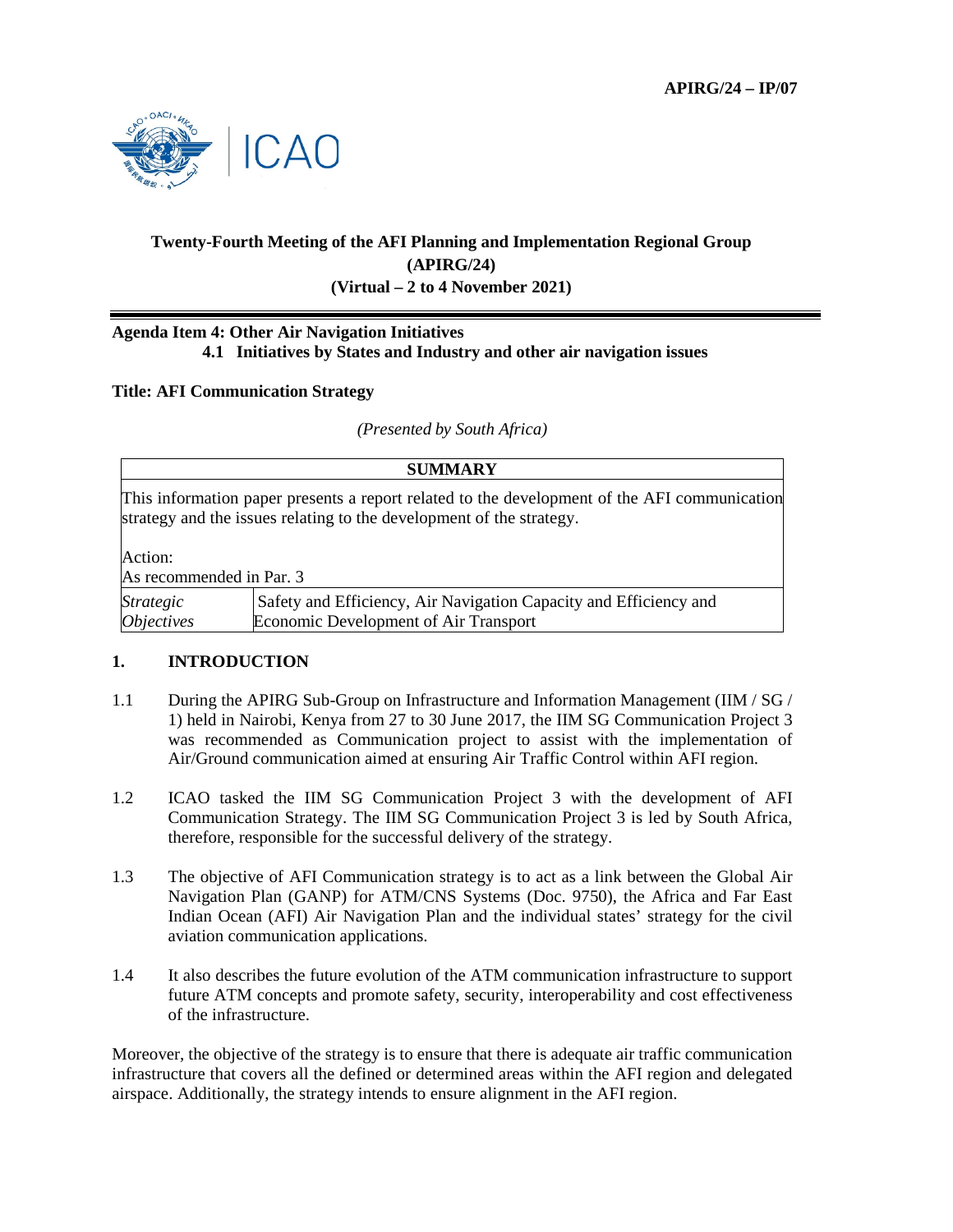APIRG/24 – IP/07

**Twenty-Fourth Meeting of the AFI Planning and Implementation Regional Group (APIRG/24) (Virtual – 2 to 4 November 2021)**

---

**Agenda Item 4: Other Air Navigation Initiatives**
**4.1 Initiatives by States and Industry and other air navigation issues**

**Title: AFI Communication Strategy**

*(Presented by South Africa)*

| **SUMMARY** | |
|---|---|
| This information paper presents a report related to the development of the AFI communication strategy and the issues relating to the development of the strategy.<br><br>Action:<br>As recommended in Par. 3 | |
| *Strategic Objectives* | Safety and Efficiency, Air Navigation Capacity and Efficiency and Economic Development of Air Transport |

## 1. INTRODUCTION

1.1 During the APIRG Sub-Group on Infrastructure and Information Management (IIM / SG / 1) held in Nairobi, Kenya from 27 to 30 June 2017, the IIM SG Communication Project 3 was recommended as Communication project to assist with the implementation of Air/Ground communication aimed at ensuring Air Traffic Control within AFI region.

1.2 ICAO tasked the IIM SG Communication Project 3 with the development of AFI Communication Strategy. The IIM SG Communication Project 3 is led by South Africa, therefore, responsible for the successful delivery of the strategy.

1.3 The objective of AFI Communication strategy is to act as a link between the Global Air Navigation Plan (GANP) for ATM/CNS Systems (Doc. 9750), the Africa and Far East Indian Ocean (AFI) Air Navigation Plan and the individual states' strategy for the civil aviation communication applications.

1.4 It also describes the future evolution of the ATM communication infrastructure to support future ATM concepts and promote safety, security, interoperability and cost effectiveness of the infrastructure.

Moreover, the objective of the strategy is to ensure that there is adequate air traffic communication infrastructure that covers all the defined or determined areas within the AFI region and delegated airspace. Additionally, the strategy intends to ensure alignment in the AFI region.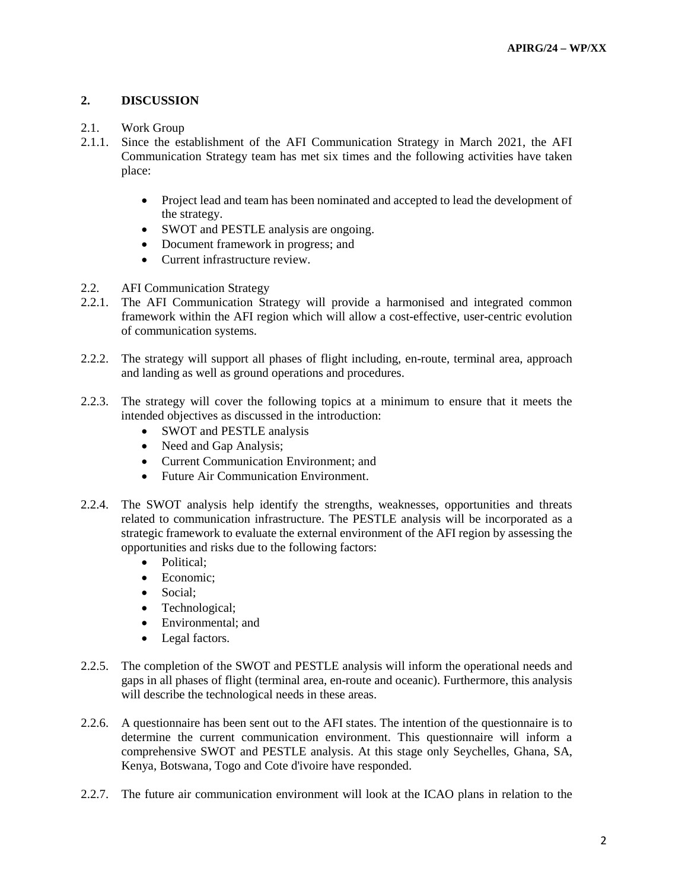## 2. DISCUSSION

2.1. Work Group

2.1.1. Since the establishment of the AFI Communication Strategy in March 2021, the AFI Communication Strategy team has met six times and the following activities have taken place:

- Project lead and team has been nominated and accepted to lead the development of the strategy.
- SWOT and PESTLE analysis are ongoing.
- Document framework in progress; and
- Current infrastructure review.

2.2. AFI Communication Strategy

2.2.1. The AFI Communication Strategy will provide a harmonised and integrated common framework within the AFI region which will allow a cost-effective, user-centric evolution of communication systems.

2.2.2. The strategy will support all phases of flight including, en-route, terminal area, approach and landing as well as ground operations and procedures.

2.2.3. The strategy will cover the following topics at a minimum to ensure that it meets the intended objectives as discussed in the introduction:

- SWOT and PESTLE analysis
- Need and Gap Analysis;
- Current Communication Environment; and
- Future Air Communication Environment.

2.2.4. The SWOT analysis help identify the strengths, weaknesses, opportunities and threats related to communication infrastructure. The PESTLE analysis will be incorporated as a strategic framework to evaluate the external environment of the AFI region by assessing the opportunities and risks due to the following factors:

- Political;
- Economic;
- Social;
- Technological;
- Environmental; and
- Legal factors.

2.2.5. The completion of the SWOT and PESTLE analysis will inform the operational needs and gaps in all phases of flight (terminal area, en-route and oceanic). Furthermore, this analysis will describe the technological needs in these areas.

2.2.6. A questionnaire has been sent out to the AFI states. The intention of the questionnaire is to determine the current communication environment. This questionnaire will inform a comprehensive SWOT and PESTLE analysis. At this stage only Seychelles, Ghana, SA, Kenya, Botswana, Togo and Cote d'ivoire have responded.

2.2.7. The future air communication environment will look at the ICAO plans in relation to the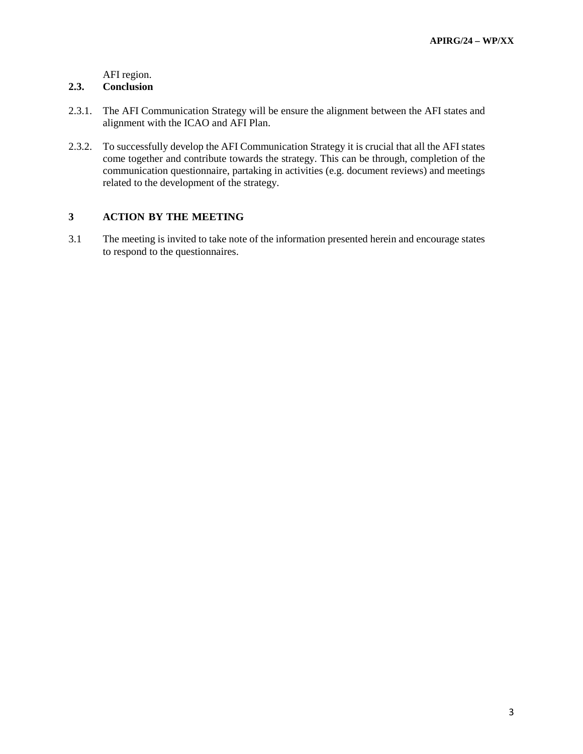AFI region.

### 2.3. Conclusion

2.3.1. The AFI Communication Strategy will be ensure the alignment between the AFI states and alignment with the ICAO and AFI Plan.

2.3.2. To successfully develop the AFI Communication Strategy it is crucial that all the AFI states come together and contribute towards the strategy. This can be through, completion of the communication questionnaire, partaking in activities (e.g. document reviews) and meetings related to the development of the strategy.

## 3 ACTION BY THE MEETING

3.1 The meeting is invited to take note of the information presented herein and encourage states to respond to the questionnaires.